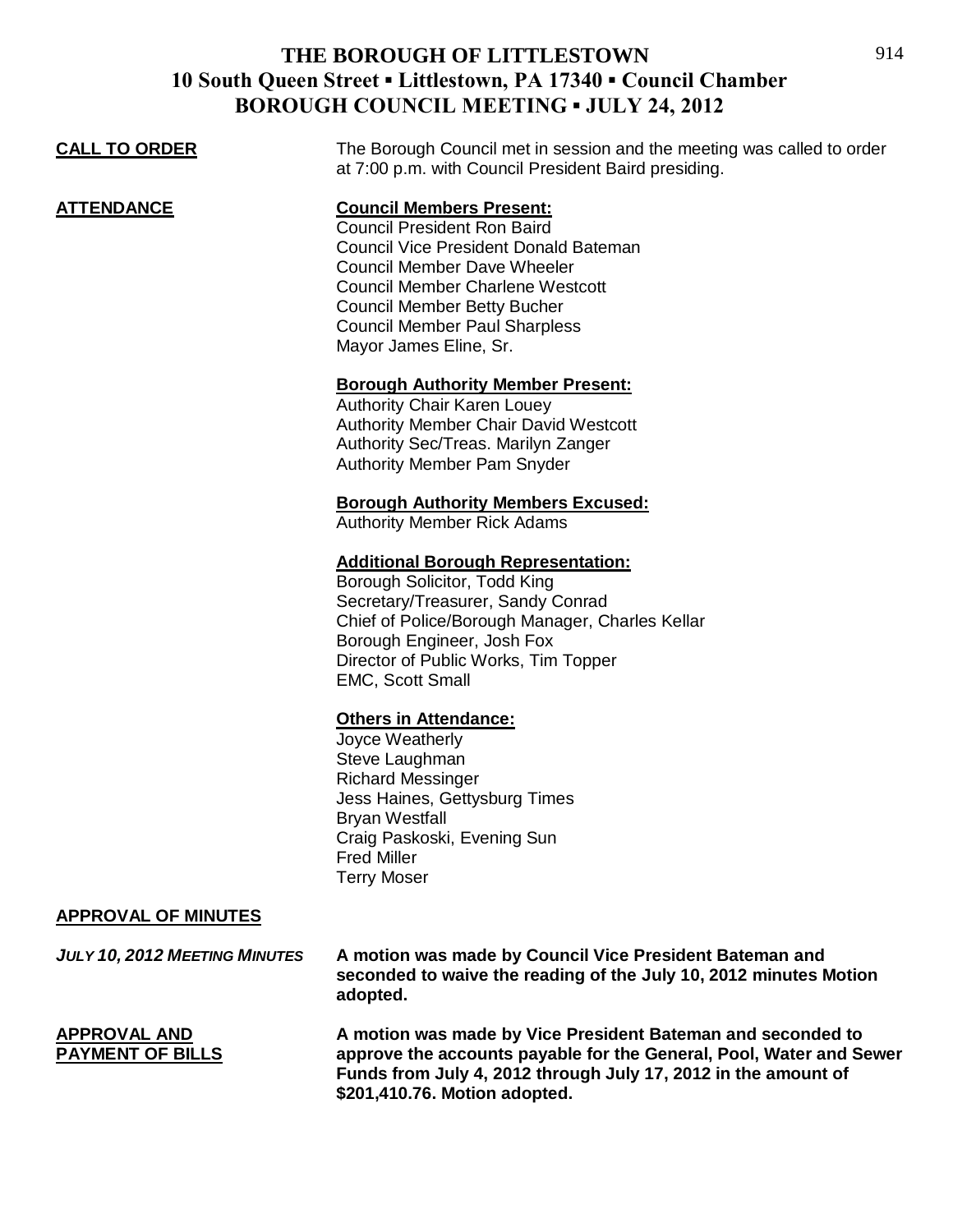# THE BOROUGH OF LITTLESTOWN
## 10 South Queen Street ▪ Littlestown, PA 17340 ▪ Council Chamber
## BOROUGH COUNCIL MEETING ▪ JULY 24, 2012

**CALL TO ORDER**

The Borough Council met in session and the meeting was called to order at 7:00 p.m. with Council President Baird presiding.

**ATTENDANCE**

**Council Members Present:**
Council President Ron Baird
Council Vice President Donald Bateman
Council Member Dave Wheeler
Council Member Charlene Westcott
Council Member Betty Bucher
Council Member Paul Sharpless
Mayor James Eline, Sr.

**Borough Authority Member Present:**
Authority Chair Karen Louey
Authority Member Chair David Westcott
Authority Sec/Treas. Marilyn Zanger
Authority Member Pam Snyder

**Borough Authority Members Excused:**
Authority Member Rick Adams

**Additional Borough Representation:**
Borough Solicitor, Todd King
Secretary/Treasurer, Sandy Conrad
Chief of Police/Borough Manager, Charles Kellar
Borough Engineer, Josh Fox
Director of Public Works, Tim Topper
EMC, Scott Small

**Others in Attendance:**
Joyce Weatherly
Steve Laughman
Richard Messinger
Jess Haines, Gettysburg Times
Bryan Westfall
Craig Paskoski, Evening Sun
Fred Miller
Terry Moser

**APPROVAL OF MINUTES**

***JULY 10, 2012 MEETING MINUTES***

**A motion was made by Council Vice President Bateman and seconded to waive the reading of the July 10, 2012 minutes Motion adopted.**

**APPROVAL AND PAYMENT OF BILLS**

**A motion was made by Vice President Bateman and seconded to approve the accounts payable for the General, Pool, Water and Sewer Funds from July 4, 2012 through July 17, 2012 in the amount of $201,410.76. Motion adopted.**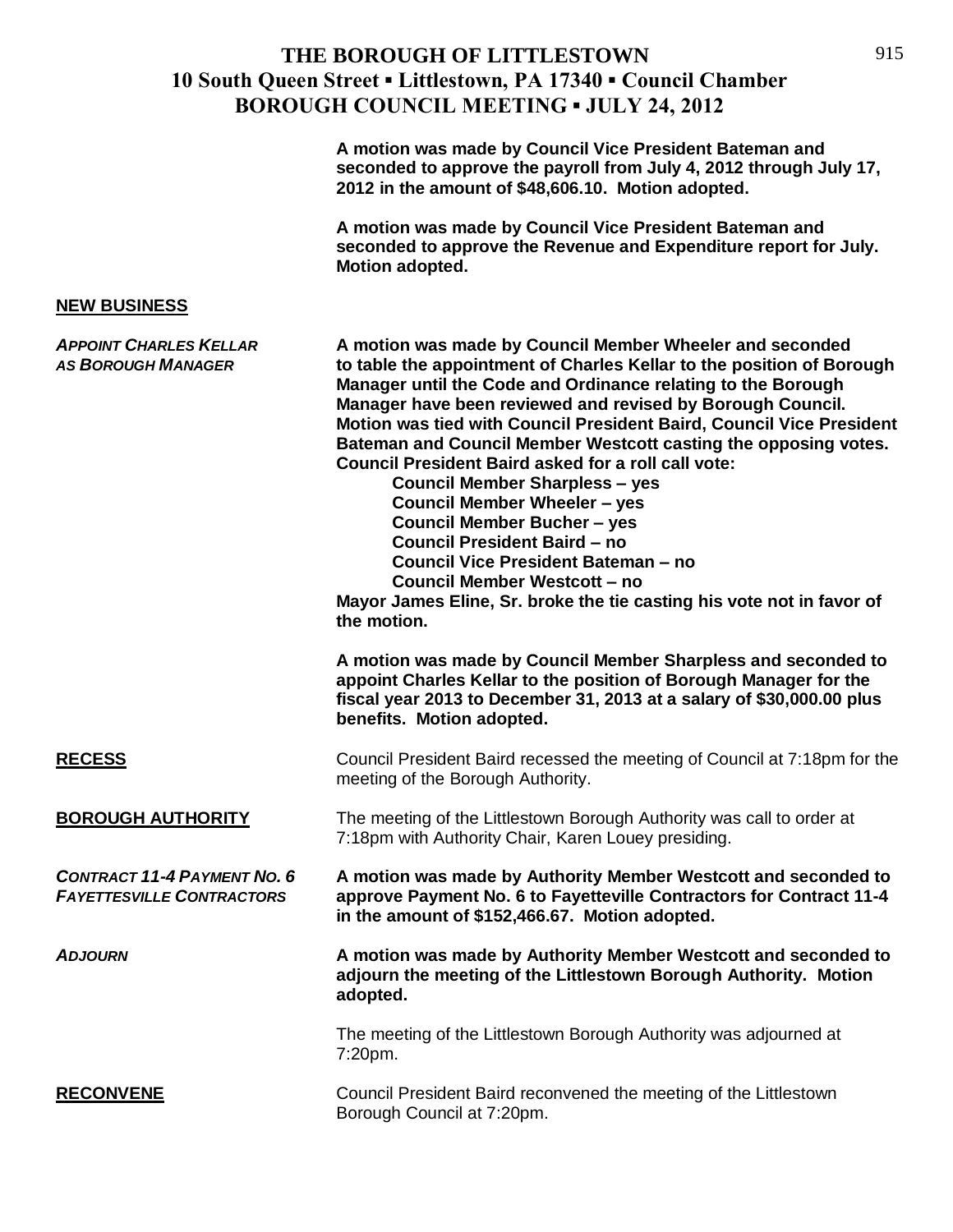**A motion was made by Council Vice President Bateman and seconded to approve the payroll from July 4, 2012 through July 17, 2012 in the amount of $48,606.10. Motion adopted.**

**A motion was made by Council Vice President Bateman and seconded to approve the Revenue and Expenditure report for July. Motion adopted.**

## NEW BUSINESS

***APPOINT CHARLES KELLAR AS BOROUGH MANAGER***

**A motion was made by Council Member Wheeler and seconded to table the appointment of Charles Kellar to the position of Borough Manager until the Code and Ordinance relating to the Borough Manager have been reviewed and revised by Borough Council. Motion was tied with Council President Baird, Council Vice President Bateman and Council Member Westcott casting the opposing votes. Council President Baird asked for a roll call vote:**

- **Council Member Sharpless – yes**
- **Council Member Wheeler – yes**
- **Council Member Bucher – yes**
- **Council President Baird – no**
- **Council Vice President Bateman – no**
- **Council Member Westcott – no**

**Mayor James Eline, Sr. broke the tie casting his vote not in favor of the motion.**

**A motion was made by Council Member Sharpless and seconded to appoint Charles Kellar to the position of Borough Manager for the fiscal year 2013 to December 31, 2013 at a salary of $30,000.00 plus benefits. Motion adopted.**

## RECESS

Council President Baird recessed the meeting of Council at 7:18pm for the meeting of the Borough Authority.

## BOROUGH AUTHORITY

The meeting of the Littlestown Borough Authority was call to order at 7:18pm with Authority Chair, Karen Louey presiding.

***CONTRACT 11-4 PAYMENT NO. 6 FAYETTESVILLE CONTRACTORS***

**A motion was made by Authority Member Westcott and seconded to approve Payment No. 6 to Fayetteville Contractors for Contract 11-4 in the amount of $152,466.67. Motion adopted.**

***ADJOURN***

**A motion was made by Authority Member Westcott and seconded to adjourn the meeting of the Littlestown Borough Authority. Motion adopted.**

The meeting of the Littlestown Borough Authority was adjourned at 7:20pm.

## RECONVENE

Council President Baird reconvened the meeting of the Littlestown Borough Council at 7:20pm.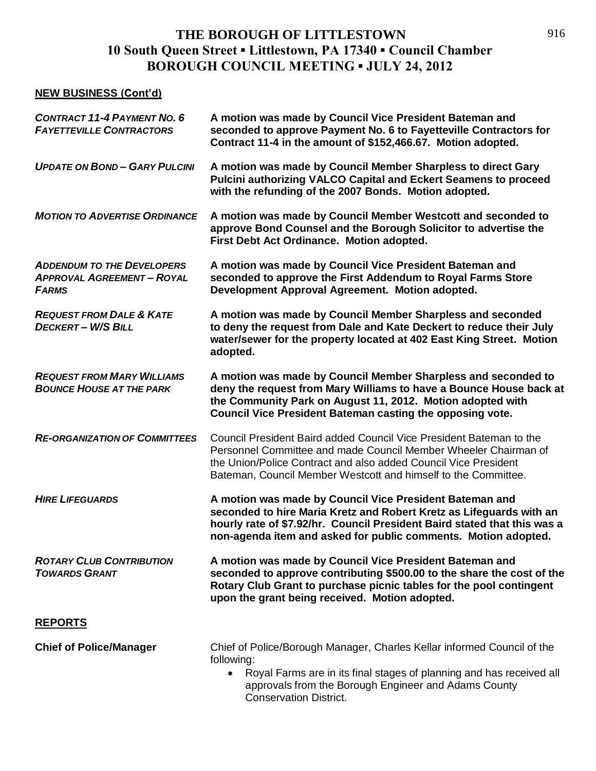# THE BOROUGH OF LITTLESTOWN
## 10 South Queen Street ▪ Littlestown, PA 17340 ▪ Council Chamber
## BOROUGH COUNCIL MEETING ▪ JULY 24, 2012

**NEW BUSINESS (Cont'd)**

***CONTRACT 11-4 PAYMENT NO. 6 FAYETTEVILLE CONTRACTORS*** — **A motion was made by Council Vice President Bateman and seconded to approve Payment No. 6 to Fayetteville Contractors for Contract 11-4 in the amount of $152,466.67. Motion adopted.**

***UPDATE ON BOND – GARY PULCINI*** — **A motion was made by Council Member Sharpless to direct Gary Pulcini authorizing VALCO Capital and Eckert Seamens to proceed with the refunding of the 2007 Bonds. Motion adopted.**

***MOTION TO ADVERTISE ORDINANCE*** — **A motion was made by Council Member Westcott and seconded to approve Bond Counsel and the Borough Solicitor to advertise the First Debt Act Ordinance. Motion adopted.**

***ADDENDUM TO THE DEVELOPERS APPROVAL AGREEMENT – ROYAL FARMS*** — **A motion was made by Council Vice President Bateman and seconded to approve the First Addendum to Royal Farms Store Development Approval Agreement. Motion adopted.**

***REQUEST FROM DALE & KATE DECKERT – W/S BILL*** — **A motion was made by Council Member Sharpless and seconded to deny the request from Dale and Kate Deckert to reduce their July water/sewer for the property located at 402 East King Street. Motion adopted.**

***REQUEST FROM MARY WILLIAMS BOUNCE HOUSE AT THE PARK*** — **A motion was made by Council Member Sharpless and seconded to deny the request from Mary Williams to have a Bounce House back at the Community Park on August 11, 2012. Motion adopted with Council Vice President Bateman casting the opposing vote.**

***RE-ORGANIZATION OF COMMITTEES*** — Council President Baird added Council Vice President Bateman to the Personnel Committee and made Council Member Wheeler Chairman of the Union/Police Contract and also added Council Vice President Bateman, Council Member Westcott and himself to the Committee.

***HIRE LIFEGUARDS*** — **A motion was made by Council Vice President Bateman and seconded to hire Maria Kretz and Robert Kretz as Lifeguards with an hourly rate of $7.92/hr. Council President Baird stated that this was a non-agenda item and asked for public comments. Motion adopted.**

***ROTARY CLUB CONTRIBUTION TOWARDS GRANT*** — **A motion was made by Council Vice President Bateman and seconded to approve contributing $500.00 to the share the cost of the Rotary Club Grant to purchase picnic tables for the pool contingent upon the grant being received. Motion adopted.**

**REPORTS**

**Chief of Police/Manager** — Chief of Police/Borough Manager, Charles Kellar informed Council of the following:

- Royal Farms are in its final stages of planning and has received all approvals from the Borough Engineer and Adams County Conservation District.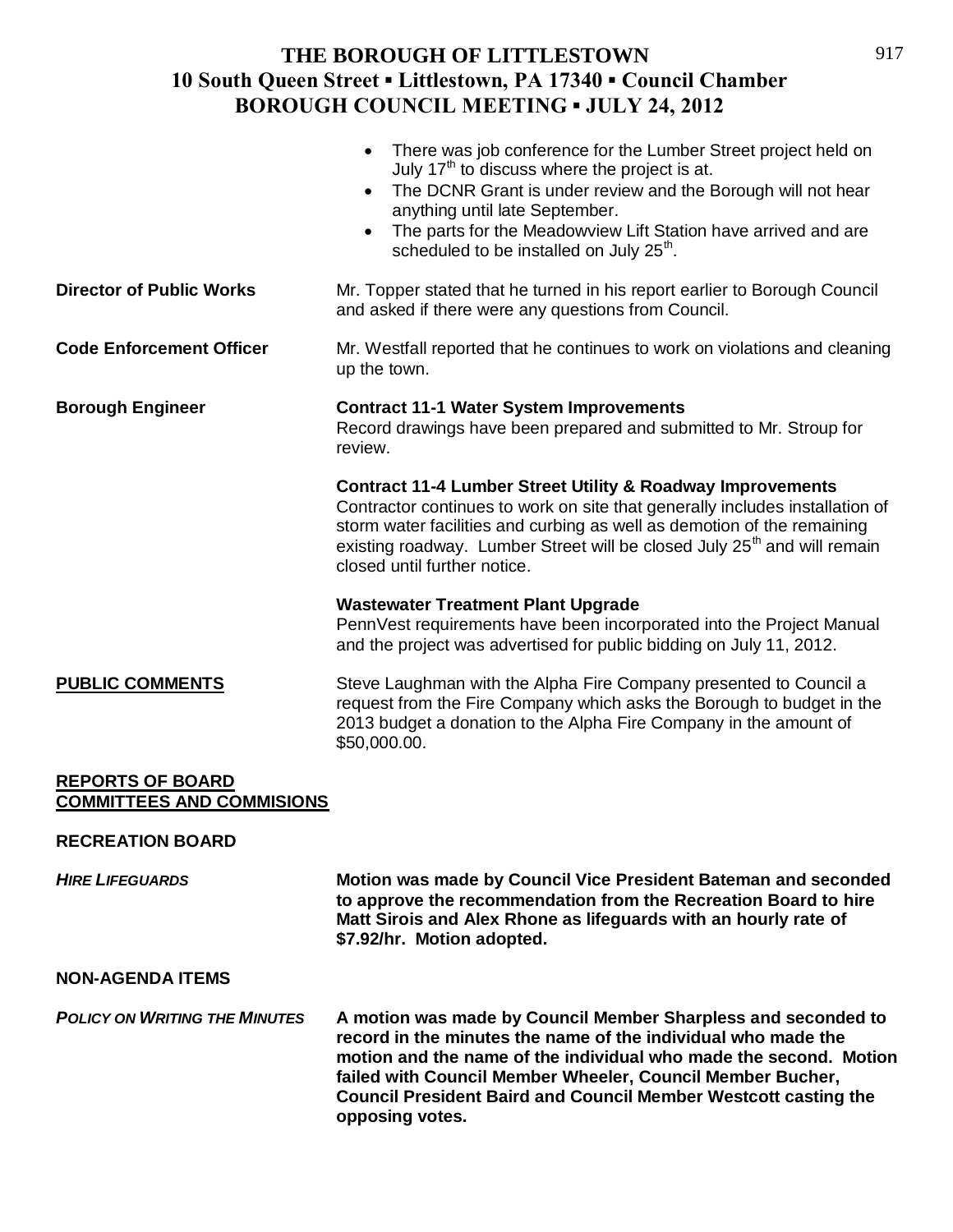- There was job conference for the Lumber Street project held on July 17th to discuss where the project is at.
- The DCNR Grant is under review and the Borough will not hear anything until late September.
- The parts for the Meadowview Lift Station have arrived and are scheduled to be installed on July 25th.

**Director of Public Works**

Mr. Topper stated that he turned in his report earlier to Borough Council and asked if there were any questions from Council.

**Code Enforcement Officer**

Mr. Westfall reported that he continues to work on violations and cleaning up the town.

**Borough Engineer**

**Contract 11-1 Water System Improvements**
Record drawings have been prepared and submitted to Mr. Stroup for review.

**Contract 11-4 Lumber Street Utility & Roadway Improvements**
Contractor continues to work on site that generally includes installation of storm water facilities and curbing as well as demotion of the remaining existing roadway. Lumber Street will be closed July 25th and will remain closed until further notice.

**Wastewater Treatment Plant Upgrade**
PennVest requirements have been incorporated into the Project Manual and the project was advertised for public bidding on July 11, 2012.

**PUBLIC COMMENTS**

Steve Laughman with the Alpha Fire Company presented to Council a request from the Fire Company which asks the Borough to budget in the 2013 budget a donation to the Alpha Fire Company in the amount of $50,000.00.

**REPORTS OF BOARD COMMITTEES AND COMMISIONS**

**RECREATION BOARD**

***HIRE LIFEGUARDS***

**Motion was made by Council Vice President Bateman and seconded to approve the recommendation from the Recreation Board to hire Matt Sirois and Alex Rhone as lifeguards with an hourly rate of $7.92/hr. Motion adopted.**

**NON-AGENDA ITEMS**

***POLICY ON WRITING THE MINUTES***

**A motion was made by Council Member Sharpless and seconded to record in the minutes the name of the individual who made the motion and the name of the individual who made the second. Motion failed with Council Member Wheeler, Council Member Bucher, Council President Baird and Council Member Westcott casting the opposing votes.**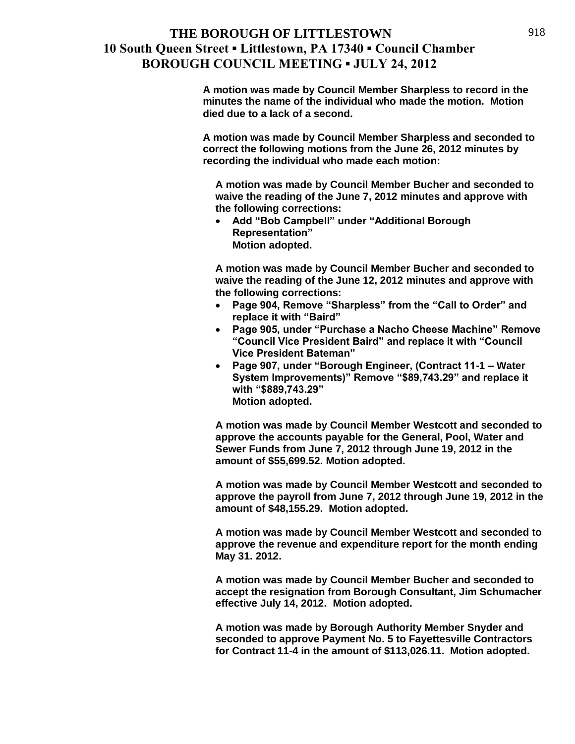**A motion was made by Council Member Sharpless to record in the minutes the name of the individual who made the motion. Motion died due to a lack of a second.**

**A motion was made by Council Member Sharpless and seconded to correct the following motions from the June 26, 2012 minutes by recording the individual who made each motion:**

**A motion was made by Council Member Bucher and seconded to waive the reading of the June 7, 2012 minutes and approve with the following corrections:**

- **Add "Bob Campbell" under "Additional Borough Representation"**
  **Motion adopted.**

**A motion was made by Council Member Bucher and seconded to waive the reading of the June 12, 2012 minutes and approve with the following corrections:**

- **Page 904, Remove "Sharpless" from the "Call to Order" and replace it with "Baird"**
- **Page 905, under "Purchase a Nacho Cheese Machine" Remove "Council Vice President Baird" and replace it with "Council Vice President Bateman"**
- **Page 907, under "Borough Engineer, (Contract 11-1 – Water System Improvements)" Remove "$89,743.29" and replace it with "$889,743.29"**
  **Motion adopted.**

**A motion was made by Council Member Westcott and seconded to approve the accounts payable for the General, Pool, Water and Sewer Funds from June 7, 2012 through June 19, 2012 in the amount of $55,699.52. Motion adopted.**

**A motion was made by Council Member Westcott and seconded to approve the payroll from June 7, 2012 through June 19, 2012 in the amount of $48,155.29. Motion adopted.**

**A motion was made by Council Member Westcott and seconded to approve the revenue and expenditure report for the month ending May 31. 2012.**

**A motion was made by Council Member Bucher and seconded to accept the resignation from Borough Consultant, Jim Schumacher effective July 14, 2012. Motion adopted.**

**A motion was made by Borough Authority Member Snyder and seconded to approve Payment No. 5 to Fayettesville Contractors for Contract 11-4 in the amount of $113,026.11. Motion adopted.**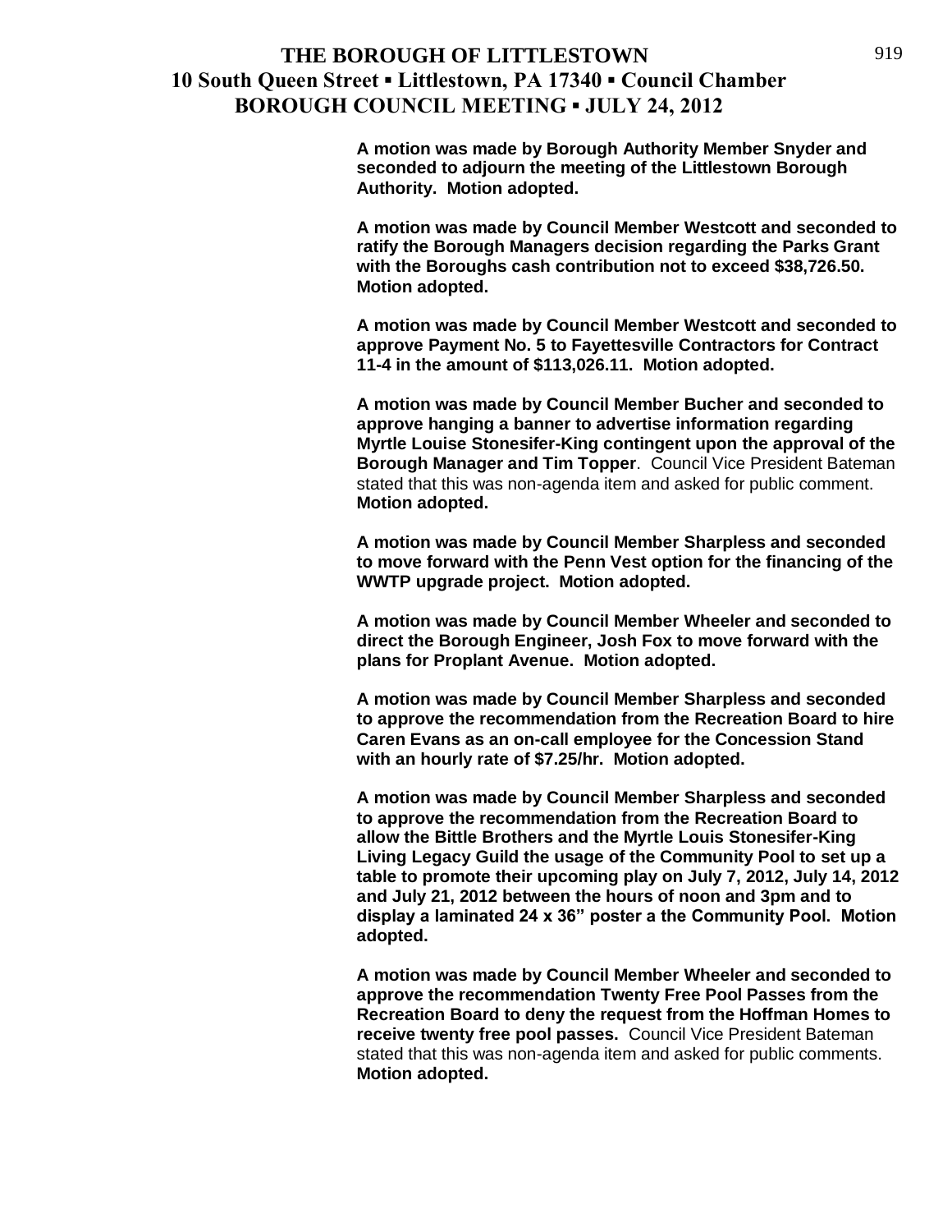**A motion was made by Borough Authority Member Snyder and seconded to adjourn the meeting of the Littlestown Borough Authority. Motion adopted.**

**A motion was made by Council Member Westcott and seconded to ratify the Borough Managers decision regarding the Parks Grant with the Boroughs cash contribution not to exceed $38,726.50. Motion adopted.**

**A motion was made by Council Member Westcott and seconded to approve Payment No. 5 to Fayettesville Contractors for Contract 11-4 in the amount of $113,026.11. Motion adopted.**

**A motion was made by Council Member Bucher and seconded to approve hanging a banner to advertise information regarding Myrtle Louise Stonesifer-King contingent upon the approval of the Borough Manager and Tim Topper**. Council Vice President Bateman stated that this was non-agenda item and asked for public comment. **Motion adopted.**

**A motion was made by Council Member Sharpless and seconded to move forward with the Penn Vest option for the financing of the WWTP upgrade project. Motion adopted.**

**A motion was made by Council Member Wheeler and seconded to direct the Borough Engineer, Josh Fox to move forward with the plans for Proplant Avenue. Motion adopted.**

**A motion was made by Council Member Sharpless and seconded to approve the recommendation from the Recreation Board to hire Caren Evans as an on-call employee for the Concession Stand with an hourly rate of $7.25/hr. Motion adopted.**

**A motion was made by Council Member Sharpless and seconded to approve the recommendation from the Recreation Board to allow the Bittle Brothers and the Myrtle Louis Stonesifer-King Living Legacy Guild the usage of the Community Pool to set up a table to promote their upcoming play on July 7, 2012, July 14, 2012 and July 21, 2012 between the hours of noon and 3pm and to display a laminated 24 x 36" poster a the Community Pool. Motion adopted.**

**A motion was made by Council Member Wheeler and seconded to approve the recommendation Twenty Free Pool Passes from the Recreation Board to deny the request from the Hoffman Homes to receive twenty free pool passes.** Council Vice President Bateman stated that this was non-agenda item and asked for public comments. **Motion adopted.**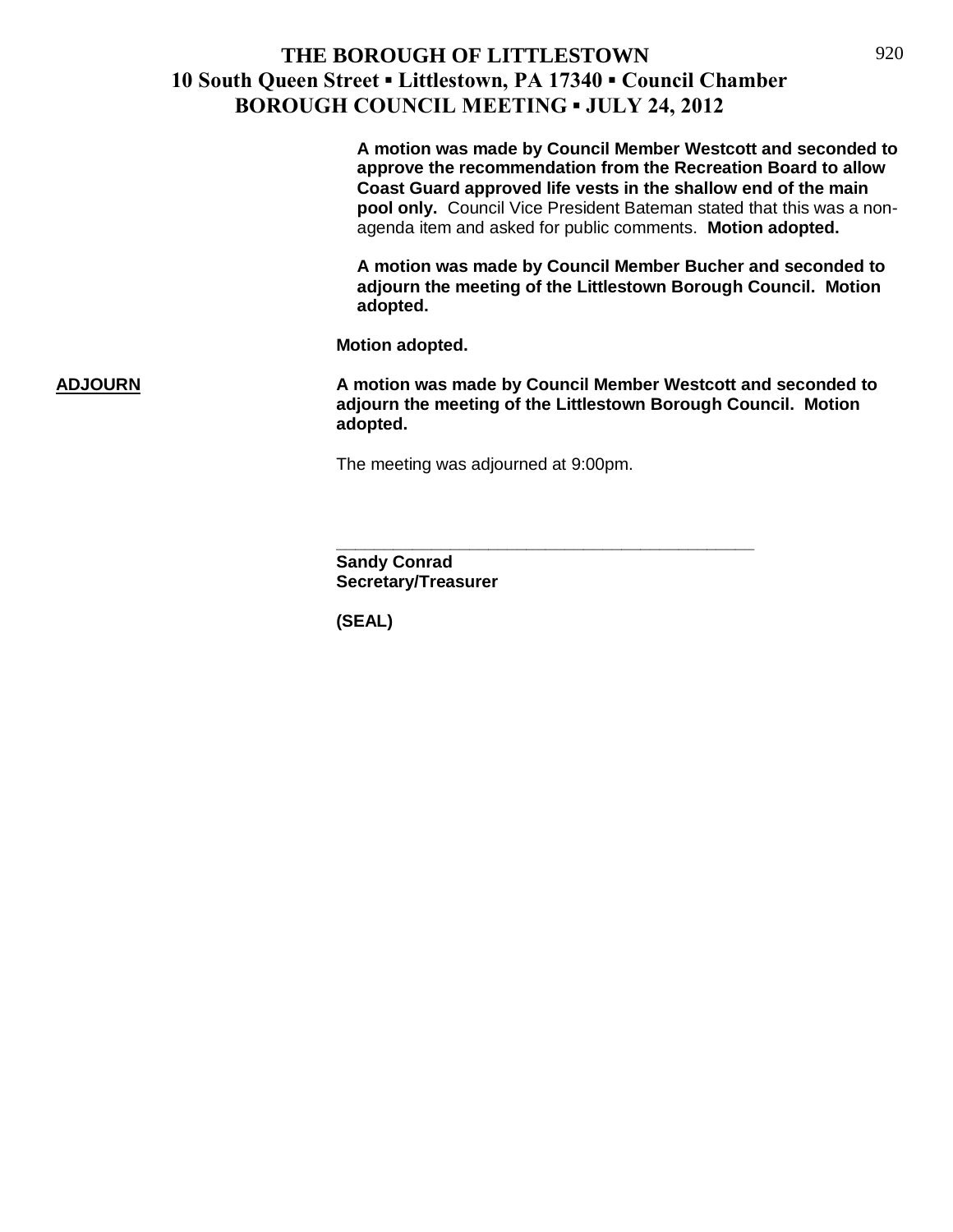**A motion was made by Council Member Westcott and seconded to approve the recommendation from the Recreation Board to allow Coast Guard approved life vests in the shallow end of the main pool only.** Council Vice President Bateman stated that this was a non-agenda item and asked for public comments. **Motion adopted.**

**A motion was made by Council Member Bucher and seconded to adjourn the meeting of the Littlestown Borough Council. Motion adopted.**

**Motion adopted.**

**ADJOURN**

**A motion was made by Council Member Westcott and seconded to adjourn the meeting of the Littlestown Borough Council. Motion adopted.**

The meeting was adjourned at 9:00pm.

\_\_\_\_\_\_\_\_\_\_\_\_\_\_\_\_\_\_\_\_\_\_\_\_\_\_\_\_\_\_\_\_\_\_\_\_\_\_\_\_\_\_\_\_

**Sandy Conrad**
**Secretary/Treasurer**

**(SEAL)**